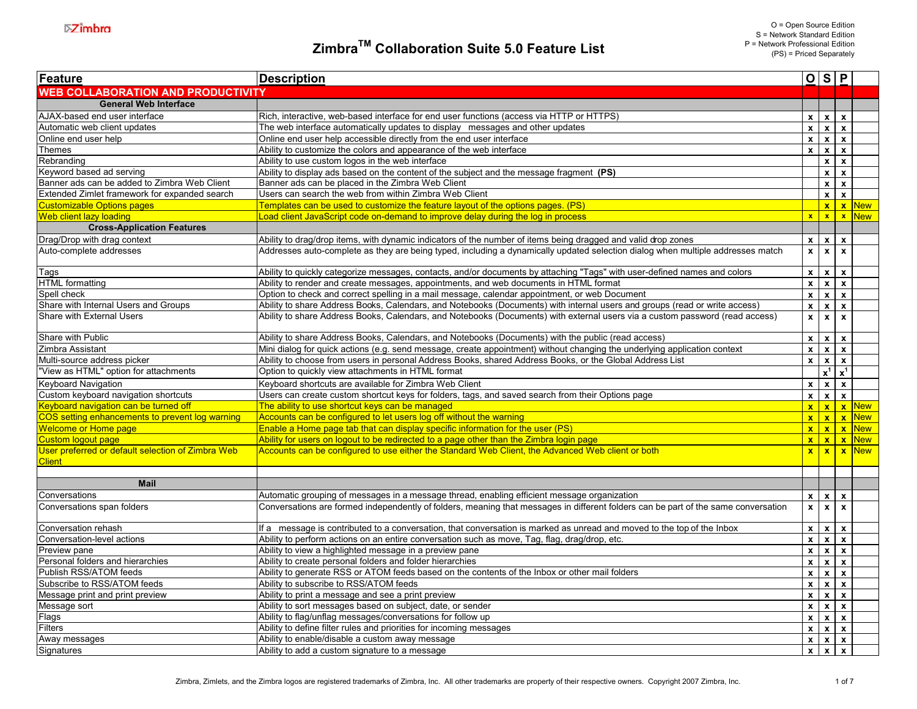# Zimbra™ Collaboration Suite 5.0 Feature List

O = Open Source Edition
S = Network Standard Edition
P = Network Professional Edition
(PS) = Priced Separately

| Feature | Description | O | S | P | |
|---|---|---|---|---|---|
| **WEB COLLABORATION AND PRODUCTIVITY** | | | | | |
| **General Web Interface** | | | | | |
| AJAX-based end user interface | Rich, interactive, web-based interface for end user functions (access via HTTP or HTTPS) | x | x | x | |
| Automatic web client updates | The web interface automatically updates to display messages and other updates | x | x | x | |
| Online end user help | Online end user help accessible directly from the end user interface | x | x | x | |
| Themes | Ability to customize the colors and appearance of the web interface | x | x | x | |
| Rebranding | Ability to use custom logos in the web interface | | x | x | |
| Keyword based ad serving | Ability to display ads based on the content of the subject and the message fragment **(PS)** | | x | x | |
| Banner ads can be added to Zimbra Web Client | Banner ads can be placed in the Zimbra Web Client | | x | x | |
| Extended Zimlet framework for expanded search | Users can search the web from within Zimbra Web Client | | x | x | |
| Customizable Options pages | Templates can be used to customize the feature layout of the options pages. (PS) | | x | x | New |
| Web client lazy loading | Load client JavaScript code on-demand to improve delay during the log in process | x | x | x | New |
| **Cross-Application Features** | | | | | |
| Drag/Drop with drag context | Ability to drag/drop items, with dynamic indicators of the number of items being dragged and valid drop zones | x | x | x | |
| Auto-complete addresses | Addresses auto-complete as they are being typed, including a dynamically updated selection dialog when multiple addresses match | x | x | x | |
| Tags | Ability to quickly categorize messages, contacts, and/or documents by attaching "Tags" with user-defined names and colors | x | x | x | |
| HTML formatting | Ability to render and create messages, appointments, and web documents in HTML format | x | x | x | |
| Spell check | Option to check and correct spelling in a mail message, calendar appointment, or web Document | x | x | x | |
| Share with Internal Users and Groups | Ability to share Address Books, Calendars, and Notebooks (Documents) with internal users and groups (read or write access) | x | x | x | |
| Share with External Users | Ability to share Address Books, Calendars, and Notebooks (Documents) with external users via a custom password (read access) | x | x | x | |
| Share with Public | Ability to share Address Books, Calendars, and Notebooks (Documents) with the public (read access) | x | x | x | |
| Zimbra Assistant | Mini dialog for quick actions (e.g. send message, create appointment) without changing the underlying application context | x | x | x | |
| Multi-source address picker | Ability to choose from users in personal Address Books, shared Address Books, or the Global Address List | x | x | x | |
| "View as HTML" option for attachments | Option to quickly view attachments in HTML format | | x[1] | x[1] | |
| Keyboard Navigation | Keyboard shortcuts are available for Zimbra Web Client | x | x | x | |
| Custom keyboard navigation shortcuts | Users can create custom shortcut keys for folders, tags, and saved search from their Options page | x | x | x | |
| Keyboard navigation can be turned off | The ability to use shortcut keys can be managed | x | x | x | New |
| COS setting enhancements to prevent log warning | Accounts can be configured to let users log off without the warning | x | x | x | New |
| Welcome or Home page | Enable a Home page tab that can display specific information for the user (PS) | x | x | x | New |
| Custom logout page | Ability for users on logout to be redirected to a page other than the Zimbra login page | x | x | x | New |
| User preferred or default selection of Zimbra Web Client | Accounts can be configured to use either the Standard Web Client, the Advanced Web client or both | x | x | x | New |
| | | | | | |
| **Mail** | | | | | |
| Conversations | Automatic grouping of messages in a message thread, enabling efficient message organization | x | x | x | |
| Conversations span folders | Conversations are formed independently of folders, meaning that messages in different folders can be part of the same conversation | x | x | x | |
| Conversation rehash | If a message is contributed to a conversation, that conversation is marked as unread and moved to the top of the Inbox | x | x | x | |
| Conversation-level actions | Ability to perform actions on an entire conversation such as move, Tag, flag, drag/drop, etc. | x | x | x | |
| Preview pane | Ability to view a highlighted message in a preview pane | x | x | x | |
| Personal folders and hierarchies | Ability to create personal folders and folder hierarchies | x | x | x | |
| Publish RSS/ATOM feeds | Ability to generate RSS or ATOM feeds based on the contents of the Inbox or other mail folders | x | x | x | |
| Subscribe to RSS/ATOM feeds | Ability to subscribe to RSS/ATOM feeds | x | x | x | |
| Message print and print preview | Ability to print a message and see a print preview | x | x | x | |
| Message sort | Ability to sort messages based on subject, date, or sender | x | x | x | |
| Flags | Ability to flag/unflag messages/conversations for follow up | x | x | x | |
| Filters | Ability to define filter rules and priorities for incoming messages | x | x | x | |
| Away messages | Ability to enable/disable a custom away message | x | x | x | |
| Signatures | Ability to add a custom signature to a message | x | x | x | |

Zimbra, Zimlets, and the Zimbra logos are registered trademarks of Zimbra, Inc. All other trademarks are property of their respective owners. Copyright 2007 Zimbra, Inc.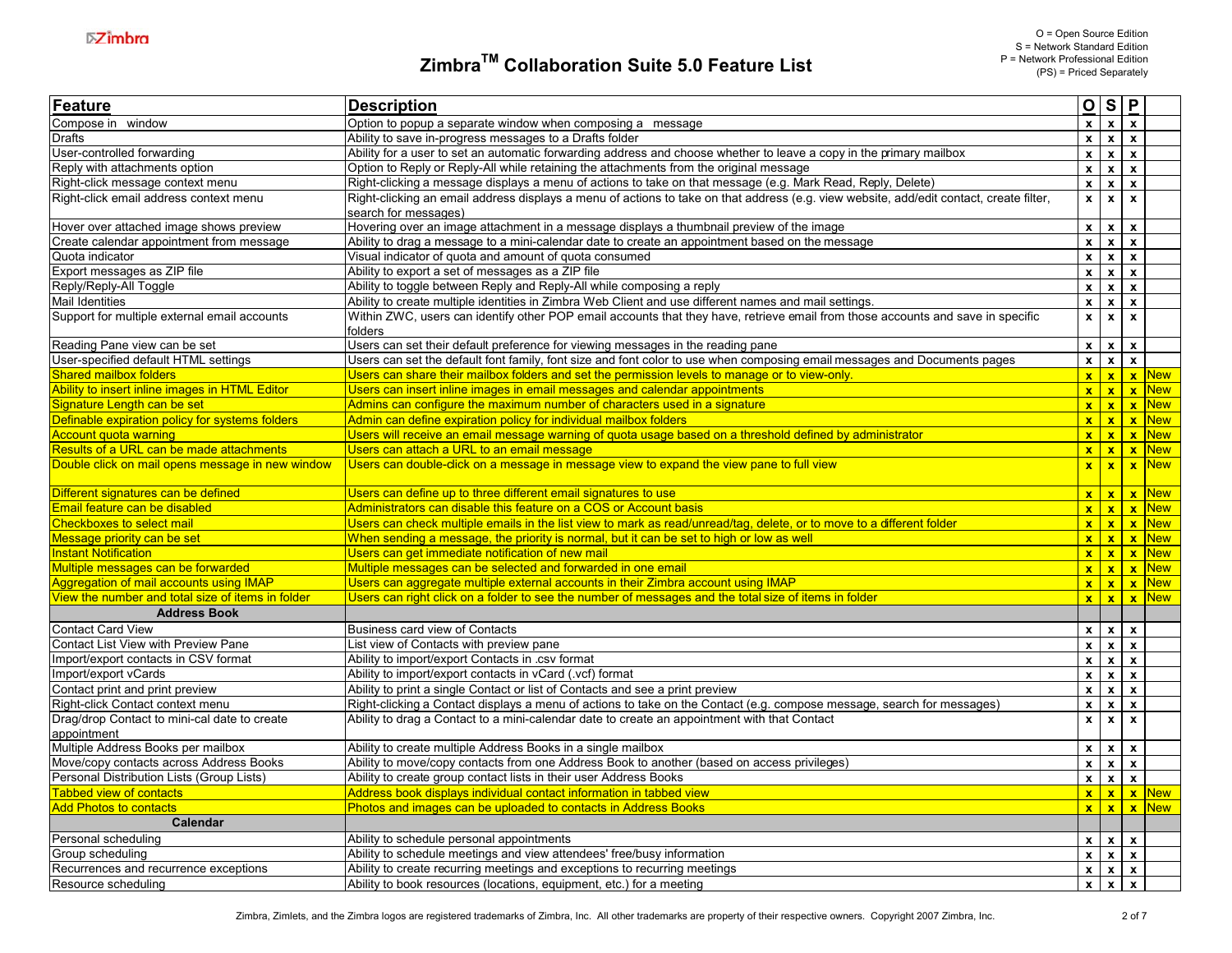# Zimbra™ Collaboration Suite 5.0 Feature List

O = Open Source Edition
S = Network Standard Edition
P = Network Professional Edition
(PS) = Priced Separately

| Feature | Description | O | S | P | |
|---|---|---|---|---|---|
| Compose in window | Option to popup a separate window when composing a message | x | x | x | |
| Drafts | Ability to save in-progress messages to a Drafts folder | x | x | x | |
| User-controlled forwarding | Ability for a user to set an automatic forwarding address and choose whether to leave a copy in the primary mailbox | x | x | x | |
| Reply with attachments option | Option to Reply or Reply-All while retaining the attachments from the original message | x | x | x | |
| Right-click message context menu | Right-clicking a message displays a menu of actions to take on that message (e.g. Mark Read, Reply, Delete) | x | x | x | |
| Right-click email address context menu | Right-clicking an email address displays a menu of actions to take on that address (e.g. view website, add/edit contact, create filter, search for messages) | x | x | x | |
| Hover over attached image shows preview | Hovering over an image attachment in a message displays a thumbnail preview of the image | x | x | x | |
| Create calendar appointment from message | Ability to drag a message to a mini-calendar date to create an appointment based on the message | x | x | x | |
| Quota indicator | Visual indicator of quota and amount of quota consumed | x | x | x | |
| Export messages as ZIP file | Ability to export a set of messages as a ZIP file | x | x | x | |
| Reply/Reply-All Toggle | Ability to toggle between Reply and Reply-All while composing a reply | x | x | x | |
| Mail Identities | Ability to create multiple identities in Zimbra Web Client and use different names and mail settings. | x | x | x | |
| Support for multiple external email accounts | Within ZWC, users can identify other POP email accounts that they have, retrieve email from those accounts and save in specific folders | x | x | x | |
| Reading Pane view can be set | Users can set their default preference for viewing messages in the reading pane | x | x | x | |
| User-specified default HTML settings | Users can set the default font family, font size and font color to use when composing email messages and Documents pages | x | x | x | |
| Shared mailbox folders | Users can share their mailbox folders and set the permission levels to manage or to view-only. | x | x | x | New |
| Ability to insert inline images in HTML Editor | Users can insert inline images in email messages and calendar appointments | x | x | x | New |
| Signature Length can be set | Admins can configure the maximum number of characters used in a signature | x | x | x | New |
| Definable expiration policy for systems folders | Admin can define expiration policy for individual mailbox folders | x | x | x | New |
| Account quota warning | Users will receive an email message warning of quota usage based on a threshold defined by administrator | x | x | x | New |
| Results of a URL can be made attachments | Users can attach a URL to an email message | x | x | x | New |
| Double click on mail opens message in new window | Users can double-click on a message in message view to expand the view pane to full view | x | x | x | New |
| Different signatures can be defined | Users can define up to three different email signatures to use | x | x | x | New |
| Email feature can be disabled | Administrators can disable this feature on a COS or Account basis | x | x | x | New |
| Checkboxes to select mail | Users can check multiple emails in the list view to mark as read/unread/tag, delete, or to move to a different folder | x | x | x | New |
| Message priority can be set | When sending a message, the priority is normal, but it can be set to high or low as well | x | x | x | New |
| Instant Notification | Users can get immediate notification of new mail | x | x | x | New |
| Multiple messages can be forwarded | Multiple messages can be selected and forwarded in one email | x | x | x | New |
| Aggregation of mail accounts using IMAP | Users can aggregate multiple external accounts in their Zimbra account using IMAP | x | x | x | New |
| View the number and total size of items in folder | Users can right click on a folder to see the number of messages and the total size of items in folder | x | x | x | New |
| **Address Book** | | | | | |
| Contact Card View | Business card view of Contacts | x | x | x | |
| Contact List View with Preview Pane | List view of Contacts with preview pane | x | x | x | |
| Import/export contacts in CSV format | Ability to import/export Contacts in .csv format | x | x | x | |
| Import/export vCards | Ability to import/export contacts in vCard (.vcf) format | x | x | x | |
| Contact print and print preview | Ability to print a single Contact or list of Contacts and see a print preview | x | x | x | |
| Right-click Contact context menu | Right-clicking a Contact displays a menu of actions to take on the Contact (e.g. compose message, search for messages) | x | x | x | |
| Drag/drop Contact to mini-cal date to create appointment | Ability to drag a Contact to a mini-calendar date to create an appointment with that Contact | x | x | x | |
| Multiple Address Books per mailbox | Ability to create multiple Address Books in a single mailbox | x | x | x | |
| Move/copy contacts across Address Books | Ability to move/copy contacts from one Address Book to another (based on access privileges) | x | x | x | |
| Personal Distribution Lists (Group Lists) | Ability to create group contact lists in their user Address Books | x | x | x | |
| Tabbed view of contacts | Address book displays individual contact information in tabbed view | x | x | x | New |
| Add Photos to contacts | Photos and images can be uploaded to contacts in Address Books | x | x | x | New |
| **Calendar** | | | | | |
| Personal scheduling | Ability to schedule personal appointments | x | x | x | |
| Group scheduling | Ability to schedule meetings and view attendees' free/busy information | x | x | x | |
| Recurrences and recurrence exceptions | Ability to create recurring meetings and exceptions to recurring meetings | x | x | x | |
| Resource scheduling | Ability to book resources (locations, equipment, etc.) for a meeting | x | x | x | |

Zimbra, Zimlets, and the Zimbra logos are registered trademarks of Zimbra, Inc. All other trademarks are property of their respective owners. Copyright 2007 Zimbra, Inc.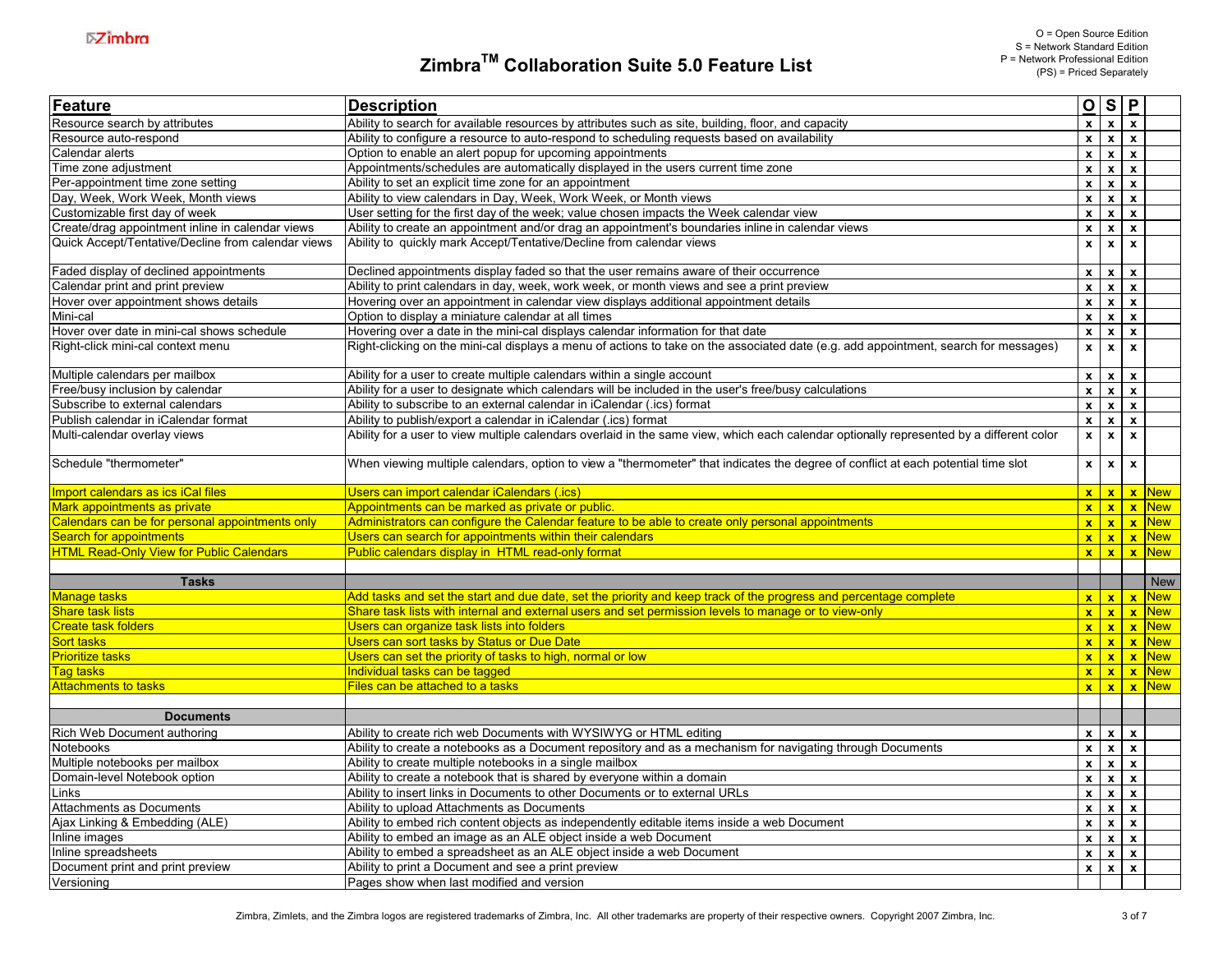# Zimbra™ Collaboration Suite 5.0 Feature List

O = Open Source Edition
S = Network Standard Edition
P = Network Professional Edition
(PS) = Priced Separately

| Feature | Description | O | S | P | |
|---|---|---|---|---|---|
| Resource search by attributes | Ability to search for available resources by attributes such as site, building, floor, and capacity | x | x | x | |
| Resource auto-respond | Ability to configure a resource to auto-respond to scheduling requests based on availability | x | x | x | |
| Calendar alerts | Option to enable an alert popup for upcoming appointments | x | x | x | |
| Time zone adjustment | Appointments/schedules are automatically displayed in the users current time zone | x | x | x | |
| Per-appointment time zone setting | Ability to set an explicit time zone for an appointment | x | x | x | |
| Day, Week, Work Week, Month views | Ability to view calendars in Day, Week, Work Week, or Month views | x | x | x | |
| Customizable first day of week | User setting for the first day of the week; value chosen impacts the Week calendar view | x | x | x | |
| Create/drag appointment inline in calendar views | Ability to create an appointment and/or drag an appointment's boundaries inline in calendar views | x | x | x | |
| Quick Accept/Tentative/Decline from calendar views | Ability to quickly mark Accept/Tentative/Decline from calendar views | x | x | x | |
| Faded display of declined appointments | Declined appointments display faded so that the user remains aware of their occurrence | x | x | x | |
| Calendar print and print preview | Ability to print calendars in day, week, work week, or month views and see a print preview | x | x | x | |
| Hover over appointment shows details | Hovering over an appointment in calendar view displays additional appointment details | x | x | x | |
| Mini-cal | Option to display a miniature calendar at all times | x | x | x | |
| Hover over date in mini-cal shows schedule | Hovering over a date in the mini-cal displays calendar information for that date | x | x | x | |
| Right-click mini-cal context menu | Right-clicking on the mini-cal displays a menu of actions to take on the associated date (e.g. add appointment, search for messages) | x | x | x | |
| Multiple calendars per mailbox | Ability for a user to create multiple calendars within a single account | x | x | x | |
| Free/busy inclusion by calendar | Ability for a user to designate which calendars will be included in the user's free/busy calculations | x | x | x | |
| Subscribe to external calendars | Ability to subscribe to an external calendar in iCalendar (.ics) format | x | x | x | |
| Publish calendar in iCalendar format | Ability to publish/export a calendar in iCalendar (.ics) format | x | x | x | |
| Multi-calendar overlay views | Ability for a user to view multiple calendars overlaid in the same view, which each calendar optionally represented by a different color | x | x | x | |
| Schedule "thermometer" | When viewing multiple calendars, option to view a "thermometer" that indicates the degree of conflict at each potential time slot | x | x | x | |
| Import calendars as ics iCal files | Users can import calendar iCalendars (.ics) | x | x | x | New |
| Mark appointments as private | Appointments can be marked as private or public. | x | x | x | New |
| Calendars can be for personal appointments only | Administrators can configure the Calendar feature to be able to create only personal appointments | x | x | x | New |
| Search for appointments | Users can search for appointments within their calendars | x | x | x | New |
| HTML Read-Only View for Public Calendars | Public calendars display in HTML read-only format | x | x | x | New |
| | | | | | |
| **Tasks** | | | | | New |
| Manage tasks | Add tasks and set the start and due date, set the priority and keep track of the progress and percentage complete | x | x | x | New |
| Share task lists | Share task lists with internal and external users and set permission levels to manage or to view-only | x | x | x | New |
| Create task folders | Users can organize task lists into folders | x | x | x | New |
| Sort tasks | Users can sort tasks by Status or Due Date | x | x | x | New |
| Prioritize tasks | Users can set the priority of tasks to high, normal or low | x | x | x | New |
| Tag tasks | Individual tasks can be tagged | x | x | x | New |
| Attachments to tasks | Files can be attached to a tasks | x | x | x | New |
| | | | | | |
| **Documents** | | | | | |
| Rich Web Document authoring | Ability to create rich web Documents with WYSIWYG or HTML editing | x | x | x | |
| Notebooks | Ability to create a notebooks as a Document repository and as a mechanism for navigating through Documents | x | x | x | |
| Multiple notebooks per mailbox | Ability to create multiple notebooks in a single mailbox | x | x | x | |
| Domain-level Notebook option | Ability to create a notebook that is shared by everyone within a domain | x | x | x | |
| Links | Ability to insert links in Documents to other Documents or to external URLs | x | x | x | |
| Attachments as Documents | Ability to upload Attachments as Documents | x | x | x | |
| Ajax Linking & Embedding (ALE) | Ability to embed rich content objects as independently editable items inside a web Document | x | x | x | |
| Inline images | Ability to embed an image as an ALE object inside a web Document | x | x | x | |
| Inline spreadsheets | Ability to embed a spreadsheet as an ALE object inside a web Document | x | x | x | |
| Document print and print preview | Ability to print a Document and see a print preview | x | x | x | |
| Versioning | Pages show when last modified and version | | | | |

Zimbra, Zimlets, and the Zimbra logos are registered trademarks of Zimbra, Inc. All other trademarks are property of their respective owners. Copyright 2007 Zimbra, Inc.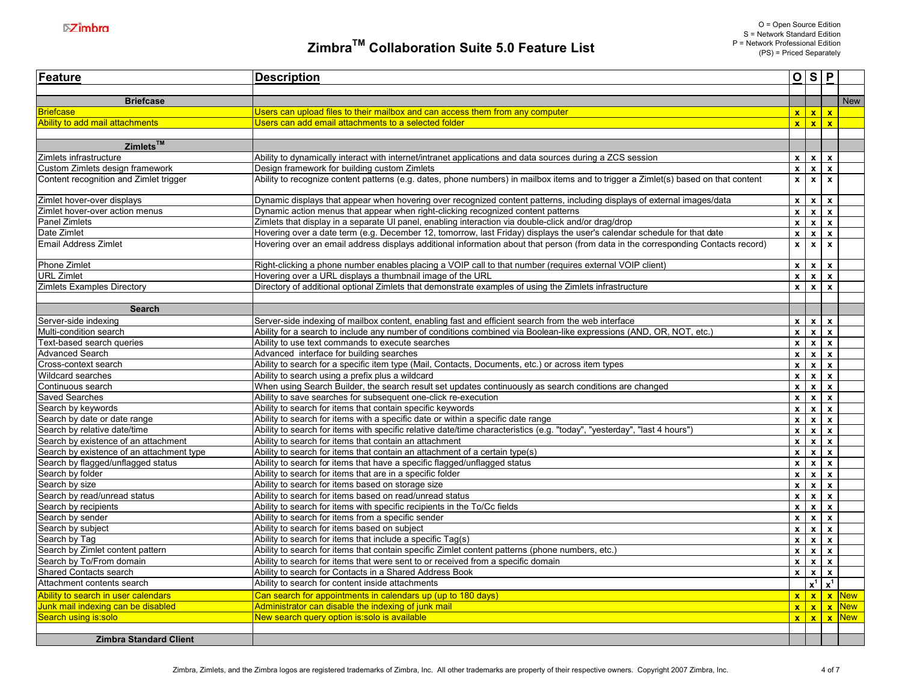O = Open Source Edition
S = Network Standard Edition
P = Network Professional Edition
(PS) = Priced Separately

# Zimbra™ Collaboration Suite 5.0 Feature List

| Feature | Description | O | S | P | |
|---|---|---|---|---|---|
| **Briefcase** | | | | | New |
| Briefcase | Users can upload files to their mailbox and can access them from any computer | x | x | x | |
| Ability to add mail attachments | Users can add email attachments to a selected folder | x | x | x | |
| **Zimlets™** | | | | | |
| Zimlets infrastructure | Ability to dynamically interact with internet/intranet applications and data sources during a ZCS session | x | x | x | |
| Custom Zimlets design framework | Design framework for building custom Zimlets | x | x | x | |
| Content recognition and Zimlet trigger | Ability to recognize content patterns (e.g. dates, phone numbers) in mailbox items and to trigger a Zimlet(s) based on that content | x | x | x | |
| Zimlet hover-over displays | Dynamic displays that appear when hovering over recognized content patterns, including displays of external images/data | x | x | x | |
| Zimlet hover-over action menus | Dynamic action menus that appear when right-clicking recognized content patterns | x | x | x | |
| Panel Zimlets | Zimlets that display in a separate UI panel, enabling interaction via double-click and/or drag/drop | x | x | x | |
| Date Zimlet | Hovering over a date term (e.g. December 12, tomorrow, last Friday) displays the user's calendar schedule for that date | x | x | x | |
| Email Address Zimlet | Hovering over an email address displays additional information about that person (from data in the corresponding Contacts record) | x | x | x | |
| Phone Zimlet | Right-clicking a phone number enables placing a VOIP call to that number (requires external VOIP client) | x | x | x | |
| URL Zimlet | Hovering over a URL displays a thumbnail image of the URL | x | x | x | |
| Zimlets Examples Directory | Directory of additional optional Zimlets that demonstrate examples of using the Zimlets infrastructure | x | x | x | |
| **Search** | | | | | |
| Server-side indexing | Server-side indexing of mailbox content, enabling fast and efficient search from the web interface | x | x | x | |
| Multi-condition search | Ability for a search to include any number of conditions combined via Boolean-like expressions (AND, OR, NOT, etc.) | x | x | x | |
| Text-based search queries | Ability to use text commands to execute searches | x | x | x | |
| Advanced Search | Advanced interface for building searches | x | x | x | |
| Cross-context search | Ability to search for a specific item type (Mail, Contacts, Documents, etc.) or across item types | x | x | x | |
| Wildcard searches | Ability to search using a prefix plus a wildcard | x | x | x | |
| Continuous search | When using Search Builder, the search result set updates continuously as search conditions are changed | x | x | x | |
| Saved Searches | Ability to save searches for subsequent one-click re-execution | x | x | x | |
| Search by keywords | Ability to search for items that contain specific keywords | x | x | x | |
| Search by date or date range | Ability to search for items with a specific date or within a specific date range | x | x | x | |
| Search by relative date/time | Ability to search for items with specific relative date/time characteristics (e.g. "today", "yesterday", "last 4 hours") | x | x | x | |
| Search by existence of an attachment | Ability to search for items that contain an attachment | x | x | x | |
| Search by existence of an attachment type | Ability to search for items that contain an attachment of a certain type(s) | x | x | x | |
| Search by flagged/unflagged status | Ability to search for items that have a specific flagged/unflagged status | x | x | x | |
| Search by folder | Ability to search for items that are in a specific folder | x | x | x | |
| Search by size | Ability to search for items based on storage size | x | x | x | |
| Search by read/unread status | Ability to search for items based on read/unread status | x | x | x | |
| Search by recipients | Ability to search for items with specific recipients in the To/Cc fields | x | x | x | |
| Search by sender | Ability to search for items from a specific sender | x | x | x | |
| Search by subject | Ability to search for items based on subject | x | x | x | |
| Search by Tag | Ability to search for items that include a specific Tag(s) | x | x | x | |
| Search by Zimlet content pattern | Ability to search for items that contain specific Zimlet content patterns (phone numbers, etc.) | x | x | x | |
| Search by To/From domain | Ability to search for items that were sent to or received from a specific domain | x | x | x | |
| Shared Contacts search | Ability to search for Contacts in a Shared Address Book | x | x | x | |
| Attachment contents search | Ability to search for content inside attachments | | x[1] | x[1] | |
| Ability to search in user calendars | Can search for appointments in calendars up (up to 180 days) | x | x | x | New |
| Junk mail indexing can be disabled | Administrator can disable the indexing of junk mail | x | x | x | New |
| Search using is:solo | New search query option is:solo is available | x | x | x | New |
| **Zimbra Standard Client** | | | | | |

Zimbra, Zimlets, and the Zimbra logos are registered trademarks of Zimbra, Inc. All other trademarks are property of their respective owners. Copyright 2007 Zimbra, Inc.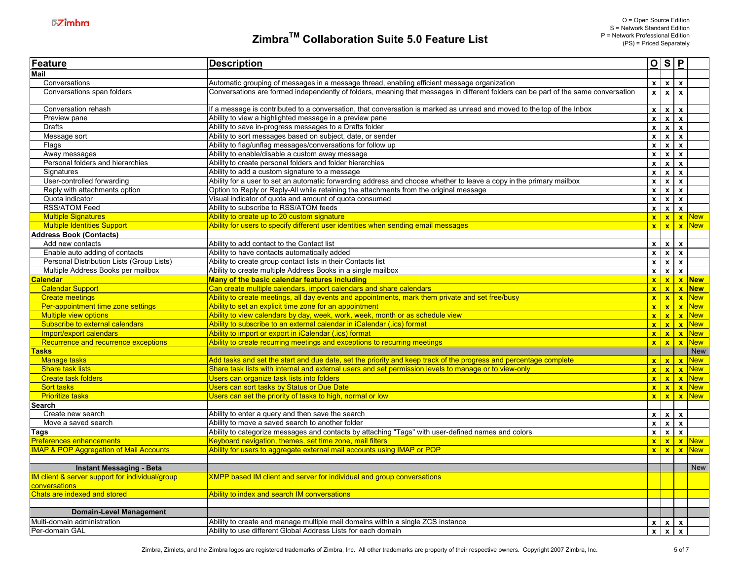# Zimbra[TM] Collaboration Suite 5.0 Feature List

O = Open Source Edition
S = Network Standard Edition
P = Network Professional Edition
(PS) = Priced Separately

| Feature | Description | O | S | P | |
|---|---|---|---|---|---|
| **Mail** | | | | | |
| Conversations | Automatic grouping of messages in a message thread, enabling efficient message organization | x | x | x | |
| Conversations span folders | Conversations are formed independently of folders, meaning that messages in different folders can be part of the same conversation | x | x | x | |
| Conversation rehash | If a message is contributed to a conversation, that conversation is marked as unread and moved to the top of the Inbox | x | x | x | |
| Preview pane | Ability to view a highlighted message in a preview pane | x | x | x | |
| Drafts | Ability to save in-progress messages to a Drafts folder | x | x | x | |
| Message sort | Ability to sort messages based on subject, date, or sender | x | x | x | |
| Flags | Ability to flag/unflag messages/conversations for follow up | x | x | x | |
| Away messages | Ability to enable/disable a custom away message | x | x | x | |
| Personal folders and hierarchies | Ability to create personal folders and folder hierarchies | x | x | x | |
| Signatures | Ability to add a custom signature to a message | x | x | x | |
| User-controlled forwarding | Ability for a user to set an automatic forwarding address and choose whether to leave a copy in the primary mailbox | x | x | x | |
| Reply with attachments option | Option to Reply or Reply-All while retaining the attachments from the original message | x | x | x | |
| Quota indicator | Visual indicator of quota and amount of quota consumed | x | x | x | |
| RSS/ATOM Feed | Ability to subscribe to RSS/ATOM feeds | x | x | x | |
| Multiple Signatures | Ability to create up to 20 custom signature | x | x | x | New |
| Multiple Identities Support | Ability for users to specify different user identities when sending email messages | x | x | x | New |
| **Address Book (Contacts)** | | | | | |
| Add new contacts | Ability to add contact to the Contact list | x | x | x | |
| Enable auto adding of contacts | Ability to have contacts automatically added | x | x | x | |
| Personal Distribution Lists (Group Lists) | Ability to create group contact lists in their Contacts list | x | x | x | |
| Multiple Address Books per mailbox | Ability to create multiple Address Books in a single mailbox | x | x | x | |
| **Calendar** | **Many of the basic calendar features including** | x | x | x | **New** |
| Calendar Support | Can create multiple calendars, import calendars and share calendars | x | x | x | **New** |
| Create meetings | Ability to create meetings, all day events and appointments, mark them private and set free/busy | x | x | x | New |
| Per-appointment time zone settings | Ability to set an explicit time zone for an appointment | x | x | x | New |
| Multiple view options | Ability to view calendars by day, week, work, week, month or as schedule view | x | x | x | New |
| Subscribe to external calendars | Ability to subscribe to an external calendar in iCalendar (.ics) format | x | x | x | New |
| Import/export calendars | Ability to import or export in iCalendar (.ics) format | x | x | x | New |
| Recurrence and recurrence exceptions | Ability to create recurring meetings and exceptions to recurring meetings | x | x | x | New |
| **Tasks** | | | | | New |
| Manage tasks | Add tasks and set the start and due date, set the priority and keep track of the progress and percentage complete | x | x | x | New |
| Share task lists | Share task lists with internal and external users and set permission levels to manage or to view-only | x | x | x | New |
| Create task folders | Users can organize task lists into folders | x | x | x | New |
| Sort tasks | Users can sort tasks by Status or Due Date | x | x | x | New |
| Prioritize tasks | Users can set the priority of tasks to high, normal or low | x | x | x | New |
| **Search** | | | | | |
| Create new search | Ability to enter a query and then save the search | x | x | x | |
| Move a saved search | Ability to move a saved search to another folder | x | x | x | |
| **Tags** | Ability to categorize messages and contacts by attaching "Tags" with user-defined names and colors | x | x | x | |
| Preferences enhancements | Keyboard navigation, themes, set time zone, mail filters | x | x | x | New |
| IMAP & POP Aggregation of Mail Accounts | Ability for users to aggregate external mail accounts using IMAP or POP | x | x | x | New |
| | | | | | |
| **Instant Messaging - Beta** | | | | | New |
| IM client & server support for individual/group conversations | XMPP based IM client and server for individual and group conversations | | | | |
| Chats are indexed and stored | Ability to index and search IM conversations | | | | |
| | | | | | |
| **Domain-Level Management** | | | | | |
| Multi-domain administration | Ability to create and manage multiple mail domains within a single ZCS instance | x | x | x | |
| Per-domain GAL | Ability to use different Global Address Lists for each domain | x | x | x | |

Zimbra, Zimlets, and the Zimbra logos are registered trademarks of Zimbra, Inc. All other trademarks are property of their respective owners. Copyright 2007 Zimbra, Inc.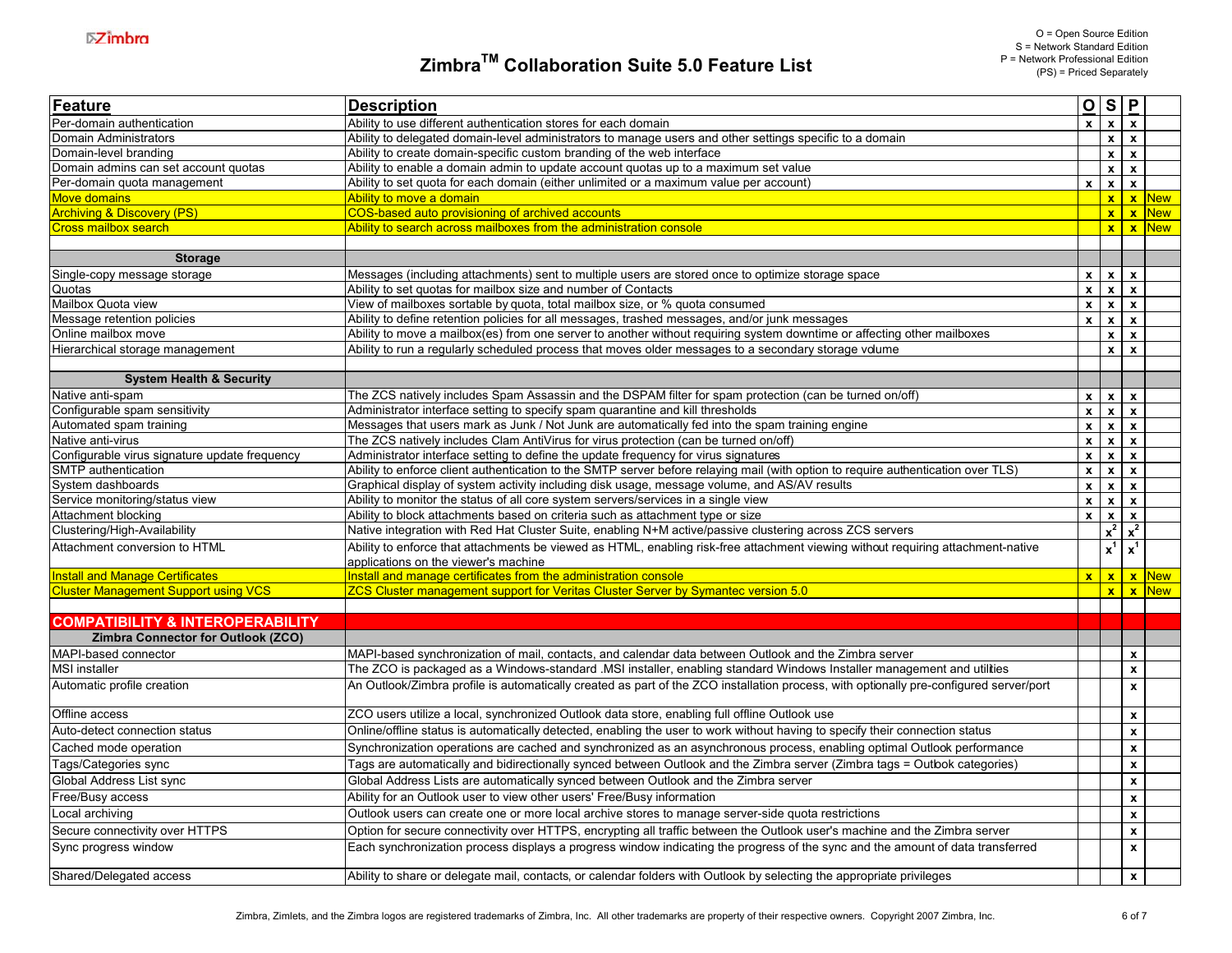# ZimbraTM Collaboration Suite 5.0 Feature List

O = Open Source Edition
S = Network Standard Edition
P = Network Professional Edition
(PS) = Priced Separately

| Feature | Description | O | S | P | |
|---|---|---|---|---|---|
| Per-domain authentication | Ability to use different authentication stores for each domain | x | x | x | |
| Domain Administrators | Ability to delegated domain-level administrators to manage users and other settings specific to a domain | | x | x | |
| Domain-level branding | Ability to create domain-specific custom branding of the web interface | | x | x | |
| Domain admins can set account quotas | Ability to enable a domain admin to update account quotas up to a maximum set value | | x | x | |
| Per-domain quota management | Ability to set quota for each domain (either unlimited or a maximum value per account) | x | x | x | |
| Move domains | Ability to move a domain | | x | x | New |
| Archiving & Discovery (PS) | COS-based auto provisioning of archived accounts | | x | x | New |
| Cross mailbox search | Ability to search across mailboxes from the administration console | | x | x | New |
| | | | | | |
| **Storage** | | | | | |
| Single-copy message storage | Messages (including attachments) sent to multiple users are stored once to optimize storage space | x | x | x | |
| Quotas | Ability to set quotas for mailbox size and number of Contacts | x | x | x | |
| Mailbox Quota view | View of mailboxes sortable by quota, total mailbox size, or % quota consumed | x | x | x | |
| Message retention policies | Ability to define retention policies for all messages, trashed messages, and/or junk messages | x | x | x | |
| Online mailbox move | Ability to move a mailbox(es) from one server to another without requiring system downtime or affecting other mailboxes | | x | x | |
| Hierarchical storage management | Ability to run a regularly scheduled process that moves older messages to a secondary storage volume | | x | x | |
| | | | | | |
| **System Health & Security** | | | | | |
| Native anti-spam | The ZCS natively includes Spam Assassin and the DSPAM filter for spam protection (can be turned on/off) | x | x | x | |
| Configurable spam sensitivity | Administrator interface setting to specify spam quarantine and kill thresholds | x | x | x | |
| Automated spam training | Messages that users mark as Junk / Not Junk are automatically fed into the spam training engine | x | x | x | |
| Native anti-virus | The ZCS natively includes Clam AntiVirus for virus protection (can be turned on/off) | x | x | x | |
| Configurable virus signature update frequency | Administrator interface setting to define the update frequency for virus signatures | x | x | x | |
| SMTP authentication | Ability to enforce client authentication to the SMTP server before relaying mail (with option to require authentication over TLS) | x | x | x | |
| System dashboards | Graphical display of system activity including disk usage, message volume, and AS/AV results | x | x | x | |
| Service monitoring/status view | Ability to monitor the status of all core system servers/services in a single view | x | x | x | |
| Attachment blocking | Ability to block attachments based on criteria such as attachment type or size | x | x | x | |
| Clustering/High-Availability | Native integration with Red Hat Cluster Suite, enabling N+M active/passive clustering across ZCS servers | | x[2] | x[2] | |
| Attachment conversion to HTML | Ability to enforce that attachments be viewed as HTML, enabling risk-free attachment viewing without requiring attachment-native applications on the viewer's machine | | x[1] | x[1] | |
| Install and Manage Certificates | Install and manage certificates from the administration console | x | x | x | New |
| Cluster Management Support using VCS | ZCS Cluster management support for Veritas Cluster Server by Symantec version 5.0 | | x | x | New |
| | | | | | |
| **COMPATIBILITY & INTEROPERABILITY** | | | | | |
| **Zimbra Connector for Outlook (ZCO)** | | | | | |
| MAPI-based connector | MAPI-based synchronization of mail, contacts, and calendar data between Outlook and the Zimbra server | | | x | |
| MSI installer | The ZCO is packaged as a Windows-standard .MSI installer, enabling standard Windows Installer management and utilities | | | x | |
| Automatic profile creation | An Outlook/Zimbra profile is automatically created as part of the ZCO installation process, with optionally pre-configured server/port | | | x | |
| Offline access | ZCO users utilize a local, synchronized Outlook data store, enabling full offline Outlook use | | | x | |
| Auto-detect connection status | Online/offline status is automatically detected, enabling the user to work without having to specify their connection status | | | x | |
| Cached mode operation | Synchronization operations are cached and synchronized as an asynchronous process, enabling optimal Outlook performance | | | x | |
| Tags/Categories sync | Tags are automatically and bidirectionally synced between Outlook and the Zimbra server (Zimbra tags = Outlook categories) | | | x | |
| Global Address List sync | Global Address Lists are automatically synced between Outlook and the Zimbra server | | | x | |
| Free/Busy access | Ability for an Outlook user to view other users' Free/Busy information | | | x | |
| Local archiving | Outlook users can create one or more local archive stores to manage server-side quota restrictions | | | x | |
| Secure connectivity over HTTPS | Option for secure connectivity over HTTPS, encrypting all traffic between the Outlook user's machine and the Zimbra server | | | x | |
| Sync progress window | Each synchronization process displays a progress window indicating the progress of the sync and the amount of data transferred | | | x | |
| Shared/Delegated access | Ability to share or delegate mail, contacts, or calendar folders with Outlook by selecting the appropriate privileges | | | x | |

Zimbra, Zimlets, and the Zimbra logos are registered trademarks of Zimbra, Inc. All other trademarks are property of their respective owners. Copyright 2007 Zimbra, Inc.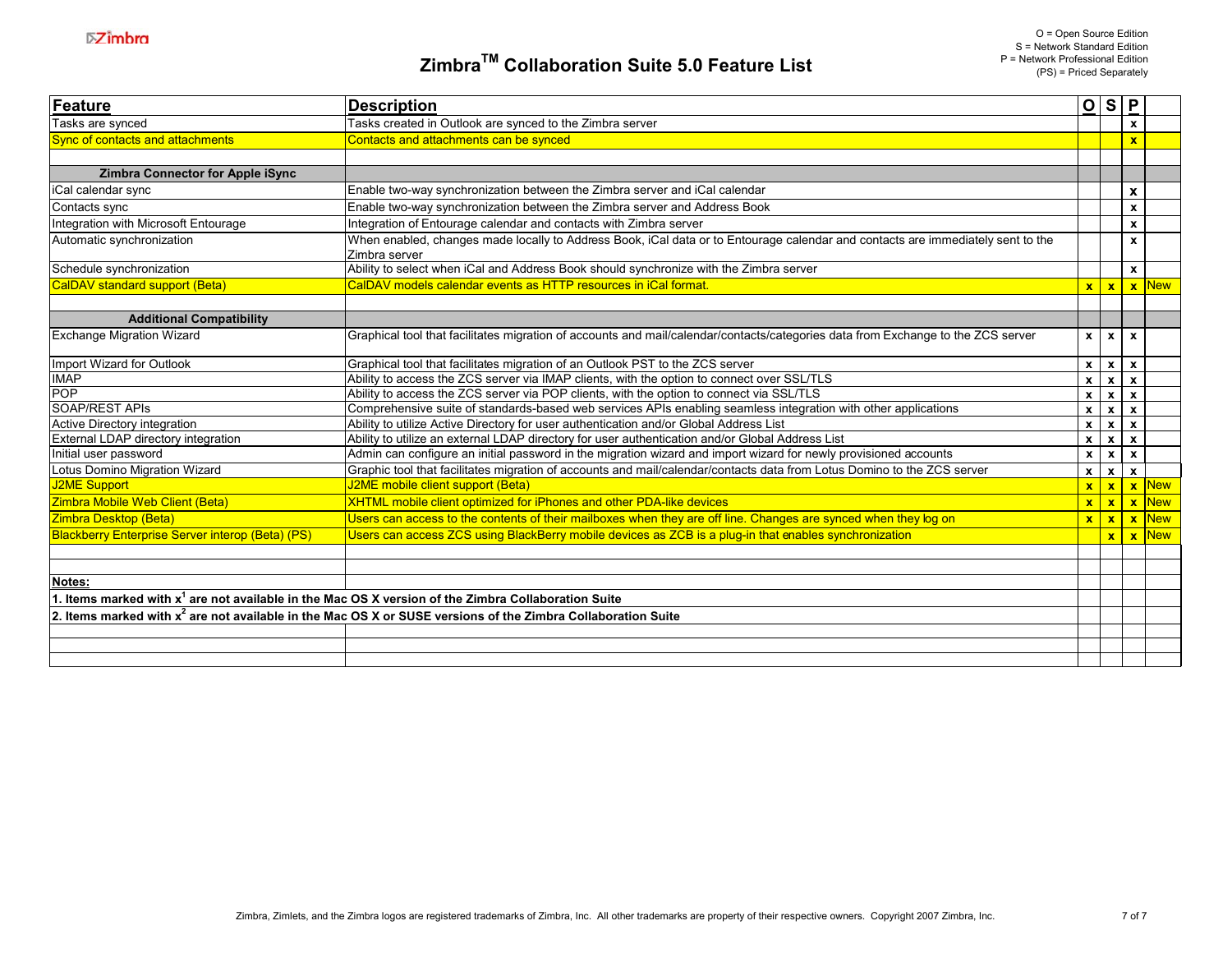# Zimbra[TM] Collaboration Suite 5.0 Feature List

O = Open Source Edition
S = Network Standard Edition
P = Network Professional Edition
(PS) = Priced Separately

| Feature | Description | O | S | P | |
|---|---|---|---|---|---|
| Tasks are synced | Tasks created in Outlook are synced to the Zimbra server | | | x | |
| Sync of contacts and attachments | Contacts and attachments can be synced | | | x | |
| | | | | | |
| **Zimbra Connector for Apple iSync** | | | | | |
| iCal calendar sync | Enable two-way synchronization between the Zimbra server and iCal calendar | | | x | |
| Contacts sync | Enable two-way synchronization between the Zimbra server and Address Book | | | x | |
| Integration with Microsoft Entourage | Integration of Entourage calendar and contacts with Zimbra server | | | x | |
| Automatic synchronization | When enabled, changes made locally to Address Book, iCal data or to Entourage calendar and contacts are immediately sent to the Zimbra server | | | x | |
| Schedule synchronization | Ability to select when iCal and Address Book should synchronize with the Zimbra server | | | x | |
| CalDAV standard support (Beta) | CalDAV models calendar events as HTTP resources in iCal format. | x | x | x | New |
| | | | | | |
| **Additional Compatibility** | | | | | |
| Exchange Migration Wizard | Graphical tool that facilitates migration of accounts and mail/calendar/contacts/categories data from Exchange to the ZCS server | x | x | x | |
| Import Wizard for Outlook | Graphical tool that facilitates migration of an Outlook PST to the ZCS server | x | x | x | |
| IMAP | Ability to access the ZCS server via IMAP clients, with the option to connect over SSL/TLS | x | x | x | |
| POP | Ability to access the ZCS server via POP clients, with the option to connect via SSL/TLS | x | x | x | |
| SOAP/REST APIs | Comprehensive suite of standards-based web services APIs enabling seamless integration with other applications | x | x | x | |
| Active Directory integration | Ability to utilize Active Directory for user authentication and/or Global Address List | x | x | x | |
| External LDAP directory integration | Ability to utilize an external LDAP directory for user authentication and/or Global Address List | x | x | x | |
| Initial user password | Admin can configure an initial password in the migration wizard and import wizard for newly provisioned accounts | x | x | x | |
| Lotus Domino Migration Wizard | Graphic tool that facilitates migration of accounts and mail/calendar/contacts data from Lotus Domino to the ZCS server | x | x | x | |
| J2ME Support | J2ME mobile client support (Beta) | x | x | x | New |
| Zimbra Mobile Web Client (Beta) | XHTML mobile client optimized for iPhones and other PDA-like devices | x | x | x | New |
| Zimbra Desktop (Beta) | Users can access to the contents of their mailboxes when they are off line. Changes are synced when they log on | x | x | x | New |
| Blackberry Enterprise Server interop (Beta) (PS) | Users can access ZCS using BlackBerry mobile devices as ZCB is a plug-in that enables synchronization | | x | x | New |

**Notes:**

**1. Items marked with $x^1$ are not available in the Mac OS X version of the Zimbra Collaboration Suite**

**2. Items marked with $x^2$ are not available in the Mac OS X or SUSE versions of the Zimbra Collaboration Suite**

Zimbra, Zimlets, and the Zimbra logos are registered trademarks of Zimbra, Inc. All other trademarks are property of their respective owners. Copyright 2007 Zimbra, Inc.